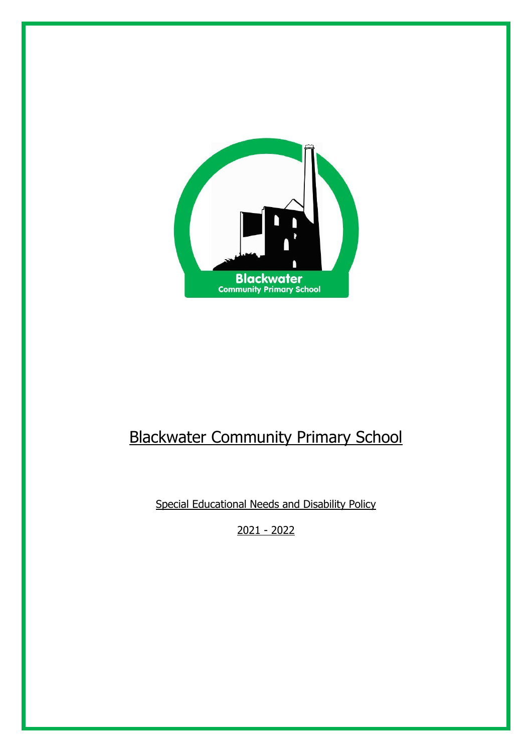# Blackwater Community Primary School

Special Educational Needs and Disability Policy

2021 - 2022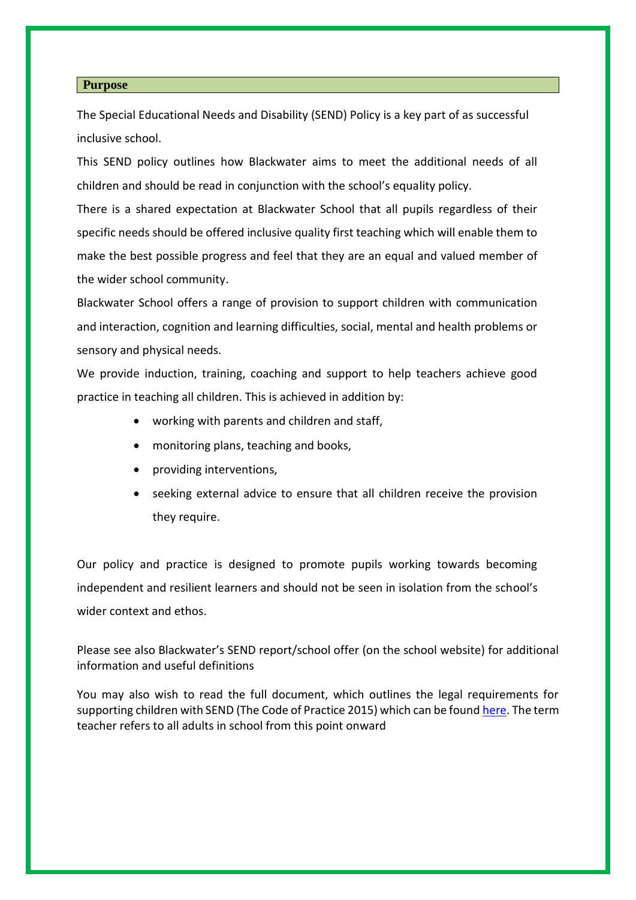## Purpose

The Special Educational Needs and Disability (SEND) Policy is a key part of as successful inclusive school.

This SEND policy outlines how Blackwater aims to meet the additional needs of all children and should be read in conjunction with the school's equality policy.

There is a shared expectation at Blackwater School that all pupils regardless of their specific needs should be offered inclusive quality first teaching which will enable them to make the best possible progress and feel that they are an equal and valued member of the wider school community.

Blackwater School offers a range of provision to support children with communication and interaction, cognition and learning difficulties, social, mental and health problems or sensory and physical needs.

We provide induction, training, coaching and support to help teachers achieve good practice in teaching all children. This is achieved in addition by:

- working with parents and children and staff,
- monitoring plans, teaching and books,
- providing interventions,
- seeking external advice to ensure that all children receive the provision they require.

Our policy and practice is designed to promote pupils working towards becoming independent and resilient learners and should not be seen in isolation from the school's wider context and ethos.

Please see also Blackwater's SEND report/school offer (on the school website) for additional information and useful definitions

You may also wish to read the full document, which outlines the legal requirements for supporting children with SEND (The Code of Practice 2015) which can be found here. The term teacher refers to all adults in school from this point onward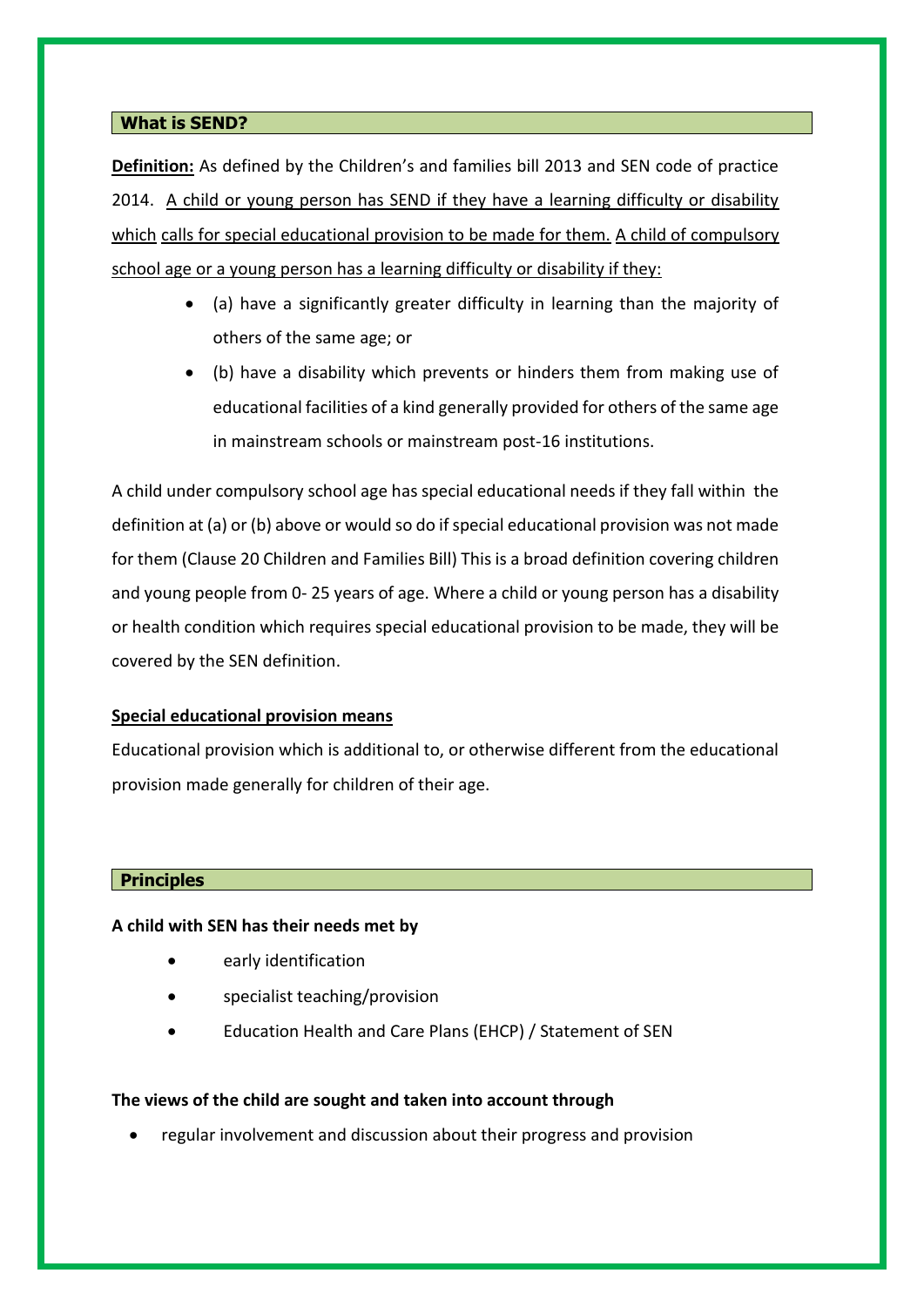## What is SEND?

**Definition:** As defined by the Children's and families bill 2013 and SEN code of practice 2014. A child or young person has SEND if they have a learning difficulty or disability which calls for special educational provision to be made for them. A child of compulsory school age or a young person has a learning difficulty or disability if they:

- (a) have a significantly greater difficulty in learning than the majority of others of the same age; or
- (b) have a disability which prevents or hinders them from making use of educational facilities of a kind generally provided for others of the same age in mainstream schools or mainstream post-16 institutions.

A child under compulsory school age has special educational needs if they fall within the definition at (a) or (b) above or would so do if special educational provision was not made for them (Clause 20 Children and Families Bill) This is a broad definition covering children and young people from 0- 25 years of age. Where a child or young person has a disability or health condition which requires special educational provision to be made, they will be covered by the SEN definition.

**Special educational provision means**

Educational provision which is additional to, or otherwise different from the educational provision made generally for children of their age.

## Principles

**A child with SEN has their needs met by**

- early identification
- specialist teaching/provision
- Education Health and Care Plans (EHCP) / Statement of SEN

**The views of the child are sought and taken into account through**

- regular involvement and discussion about their progress and provision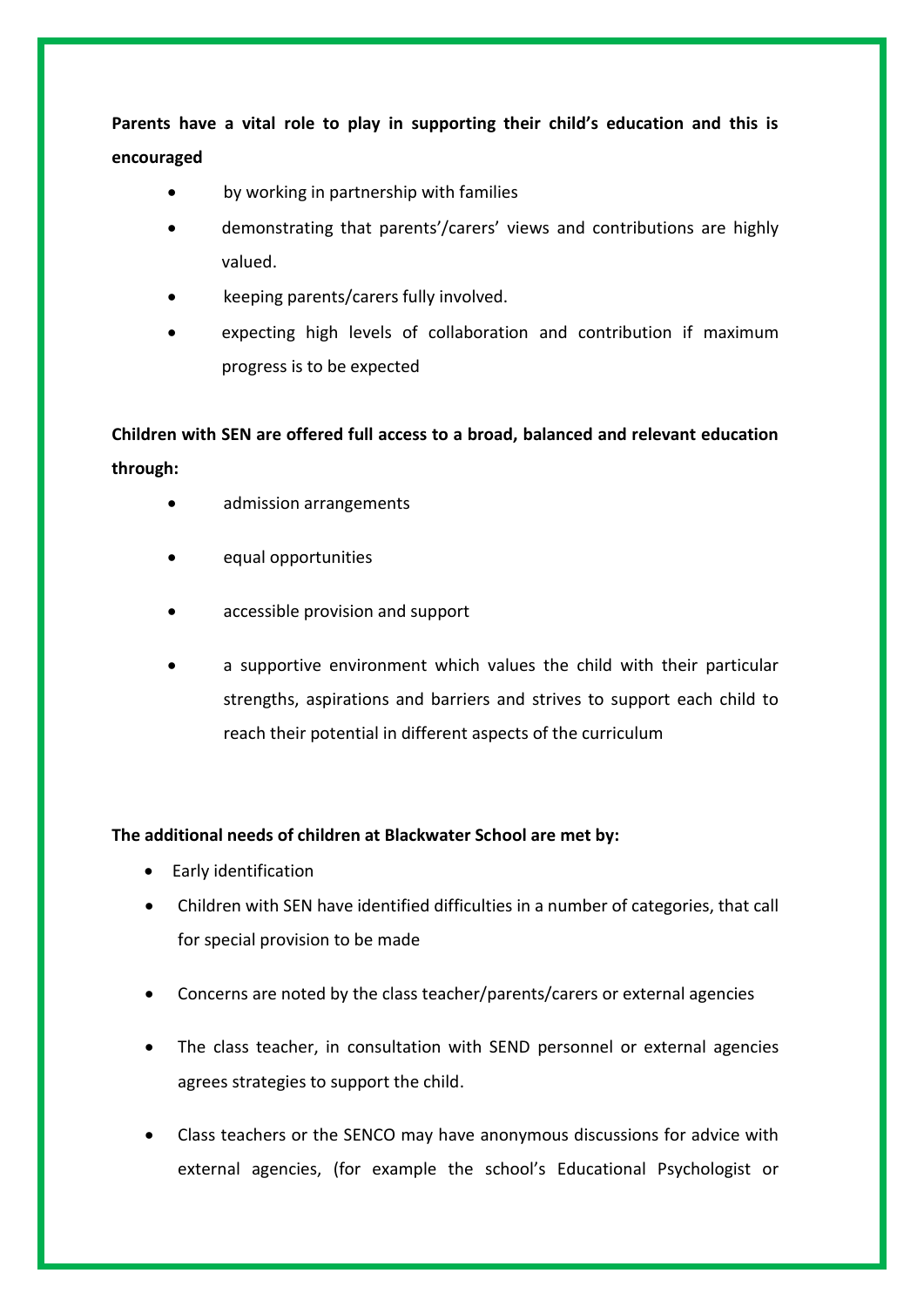**Parents have a vital role to play in supporting their child's education and this is encouraged**

- by working in partnership with families
- demonstrating that parents'/carers' views and contributions are highly valued.
- keeping parents/carers fully involved.
- expecting high levels of collaboration and contribution if maximum progress is to be expected

**Children with SEN are offered full access to a broad, balanced and relevant education through:**

- admission arrangements
- equal opportunities
- accessible provision and support
- a supportive environment which values the child with their particular strengths, aspirations and barriers and strives to support each child to reach their potential in different aspects of the curriculum

**The additional needs of children at Blackwater School are met by:**

- Early identification
- Children with SEN have identified difficulties in a number of categories, that call for special provision to be made
- Concerns are noted by the class teacher/parents/carers or external agencies
- The class teacher, in consultation with SEND personnel or external agencies agrees strategies to support the child.
- Class teachers or the SENCO may have anonymous discussions for advice with external agencies, (for example the school's Educational Psychologist or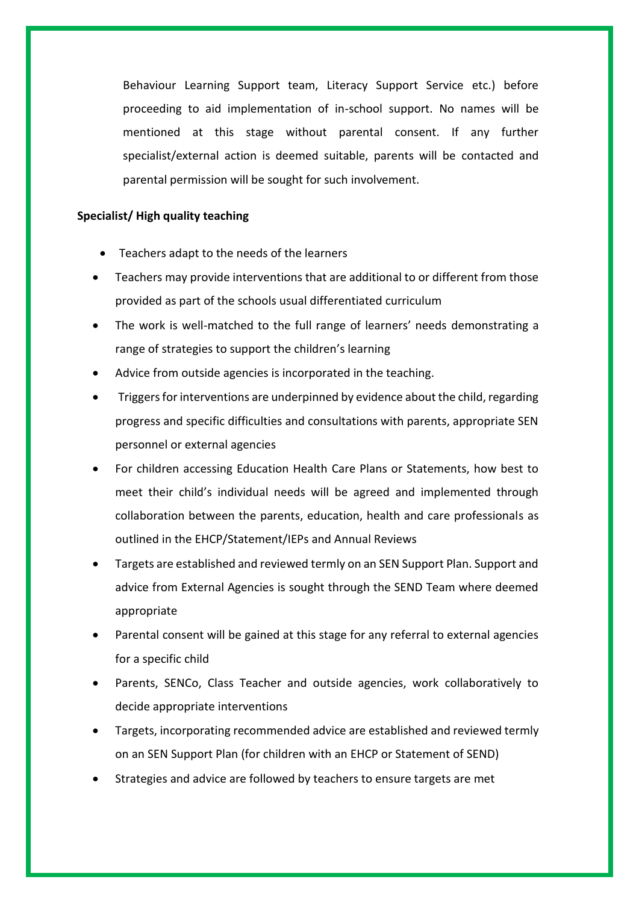Behaviour Learning Support team, Literacy Support Service etc.) before proceeding to aid implementation of in-school support. No names will be mentioned at this stage without parental consent. If any further specialist/external action is deemed suitable, parents will be contacted and parental permission will be sought for such involvement.

**Specialist/ High quality teaching**

- Teachers adapt to the needs of the learners
- Teachers may provide interventions that are additional to or different from those provided as part of the schools usual differentiated curriculum
- The work is well-matched to the full range of learners' needs demonstrating a range of strategies to support the children's learning
- Advice from outside agencies is incorporated in the teaching.
- Triggers for interventions are underpinned by evidence about the child, regarding progress and specific difficulties and consultations with parents, appropriate SEN personnel or external agencies
- For children accessing Education Health Care Plans or Statements, how best to meet their child's individual needs will be agreed and implemented through collaboration between the parents, education, health and care professionals as outlined in the EHCP/Statement/IEPs and Annual Reviews
- Targets are established and reviewed termly on an SEN Support Plan. Support and advice from External Agencies is sought through the SEND Team where deemed appropriate
- Parental consent will be gained at this stage for any referral to external agencies for a specific child
- Parents, SENCo, Class Teacher and outside agencies, work collaboratively to decide appropriate interventions
- Targets, incorporating recommended advice are established and reviewed termly on an SEN Support Plan (for children with an EHCP or Statement of SEND)
- Strategies and advice are followed by teachers to ensure targets are met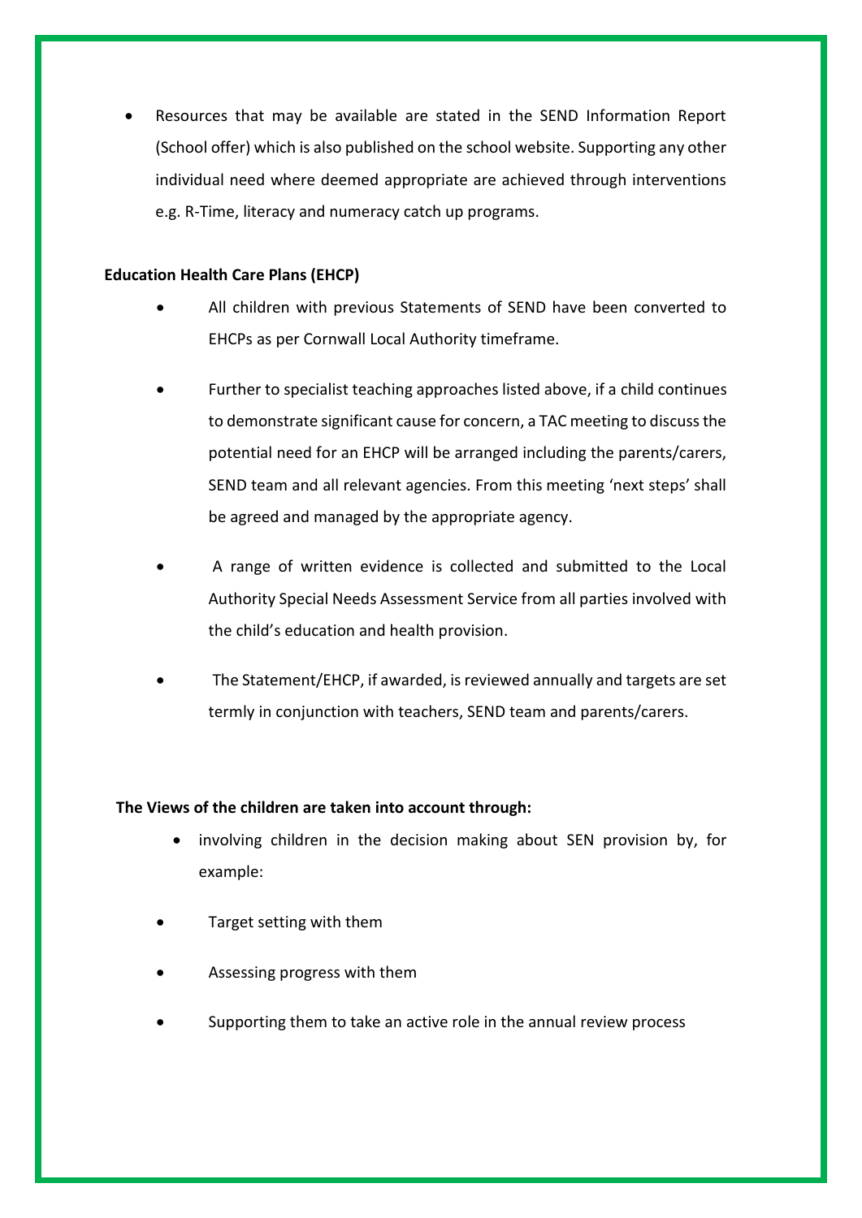- Resources that may be available are stated in the SEND Information Report (School offer) which is also published on the school website. Supporting any other individual need where deemed appropriate are achieved through interventions e.g. R-Time, literacy and numeracy catch up programs.

**Education Health Care Plans (EHCP)**

- All children with previous Statements of SEND have been converted to EHCPs as per Cornwall Local Authority timeframe.
- Further to specialist teaching approaches listed above, if a child continues to demonstrate significant cause for concern, a TAC meeting to discuss the potential need for an EHCP will be arranged including the parents/carers, SEND team and all relevant agencies. From this meeting 'next steps' shall be agreed and managed by the appropriate agency.
- A range of written evidence is collected and submitted to the Local Authority Special Needs Assessment Service from all parties involved with the child's education and health provision.
- The Statement/EHCP, if awarded, is reviewed annually and targets are set termly in conjunction with teachers, SEND team and parents/carers.

**The Views of the children are taken into account through:**

- involving children in the decision making about SEN provision by, for example:
- Target setting with them
- Assessing progress with them
- Supporting them to take an active role in the annual review process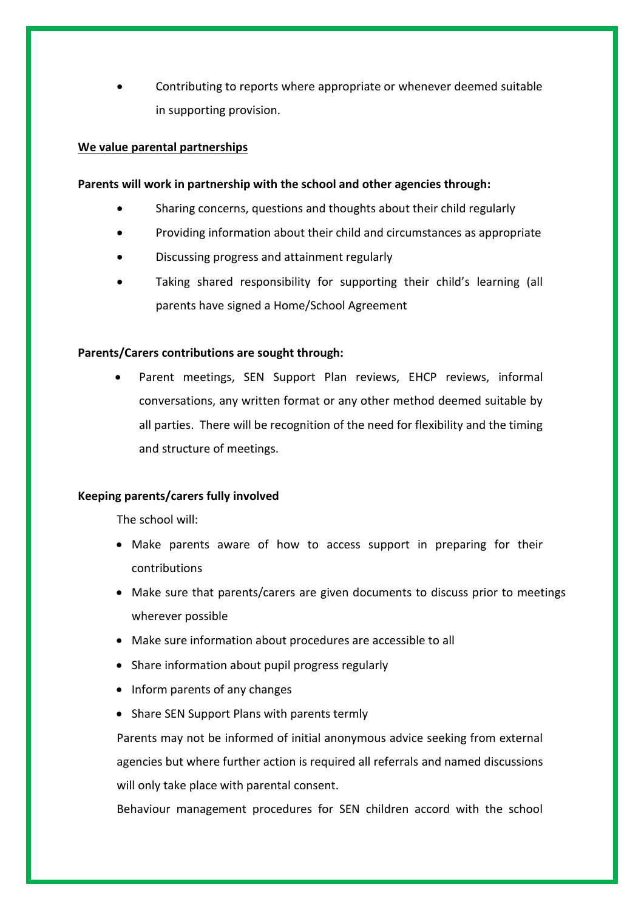- Contributing to reports where appropriate or whenever deemed suitable in supporting provision.

**We value parental partnerships**

**Parents will work in partnership with the school and other agencies through:**

- Sharing concerns, questions and thoughts about their child regularly
- Providing information about their child and circumstances as appropriate
- Discussing progress and attainment regularly
- Taking shared responsibility for supporting their child's learning (all parents have signed a Home/School Agreement

**Parents/Carers contributions are sought through:**

- Parent meetings, SEN Support Plan reviews, EHCP reviews, informal conversations, any written format or any other method deemed suitable by all parties. There will be recognition of the need for flexibility and the timing and structure of meetings.

**Keeping parents/carers fully involved**

The school will:

- Make parents aware of how to access support in preparing for their contributions
- Make sure that parents/carers are given documents to discuss prior to meetings wherever possible
- Make sure information about procedures are accessible to all
- Share information about pupil progress regularly
- Inform parents of any changes
- Share SEN Support Plans with parents termly

Parents may not be informed of initial anonymous advice seeking from external agencies but where further action is required all referrals and named discussions will only take place with parental consent.

Behaviour management procedures for SEN children accord with the school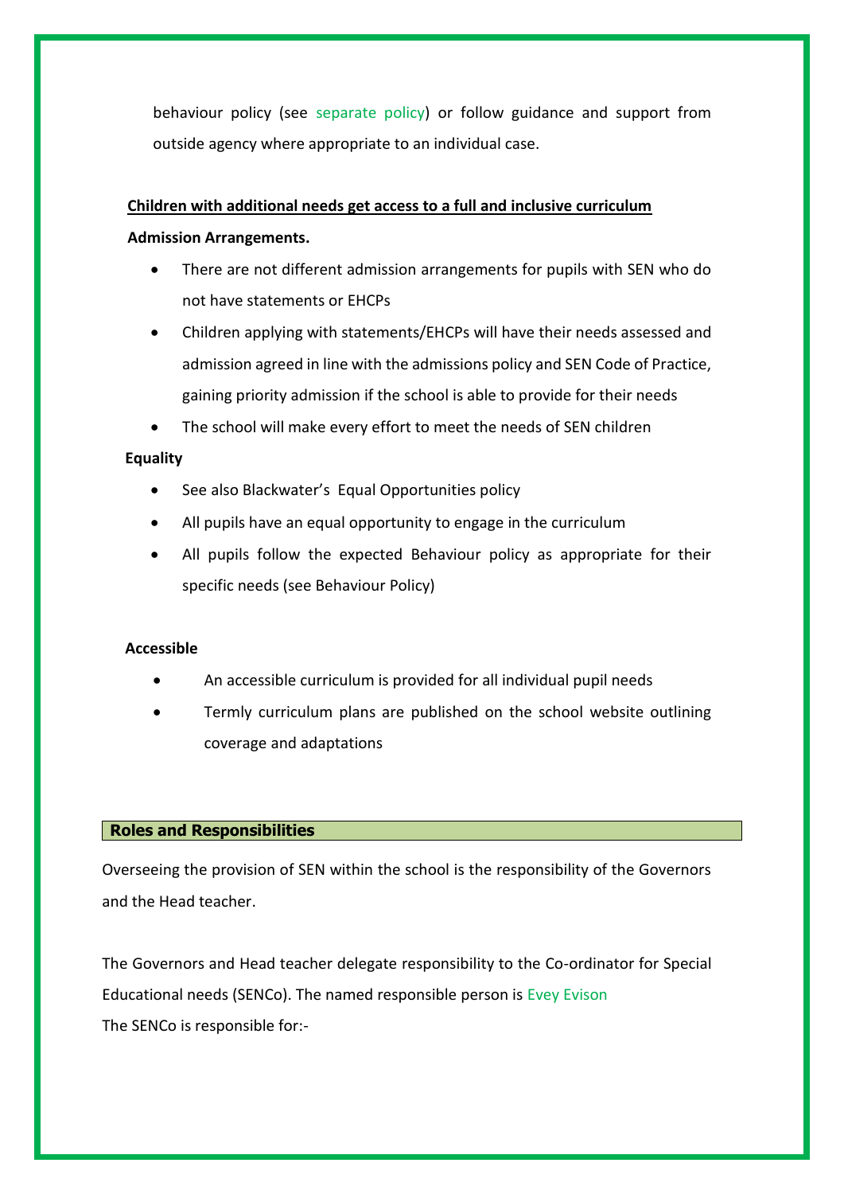behaviour policy (see separate policy) or follow guidance and support from outside agency where appropriate to an individual case.

**Children with additional needs get access to a full and inclusive curriculum**

**Admission Arrangements.**

- There are not different admission arrangements for pupils with SEN who do not have statements or EHCPs
- Children applying with statements/EHCPs will have their needs assessed and admission agreed in line with the admissions policy and SEN Code of Practice, gaining priority admission if the school is able to provide for their needs
- The school will make every effort to meet the needs of SEN children

**Equality**

- See also Blackwater's Equal Opportunities policy
- All pupils have an equal opportunity to engage in the curriculum
- All pupils follow the expected Behaviour policy as appropriate for their specific needs (see Behaviour Policy)

**Accessible**

- An accessible curriculum is provided for all individual pupil needs
- Termly curriculum plans are published on the school website outlining coverage and adaptations

## Roles and Responsibilities

Overseeing the provision of SEN within the school is the responsibility of the Governors and the Head teacher.

The Governors and Head teacher delegate responsibility to the Co-ordinator for Special Educational needs (SENCo). The named responsible person is Evey Evison

The SENCo is responsible for:-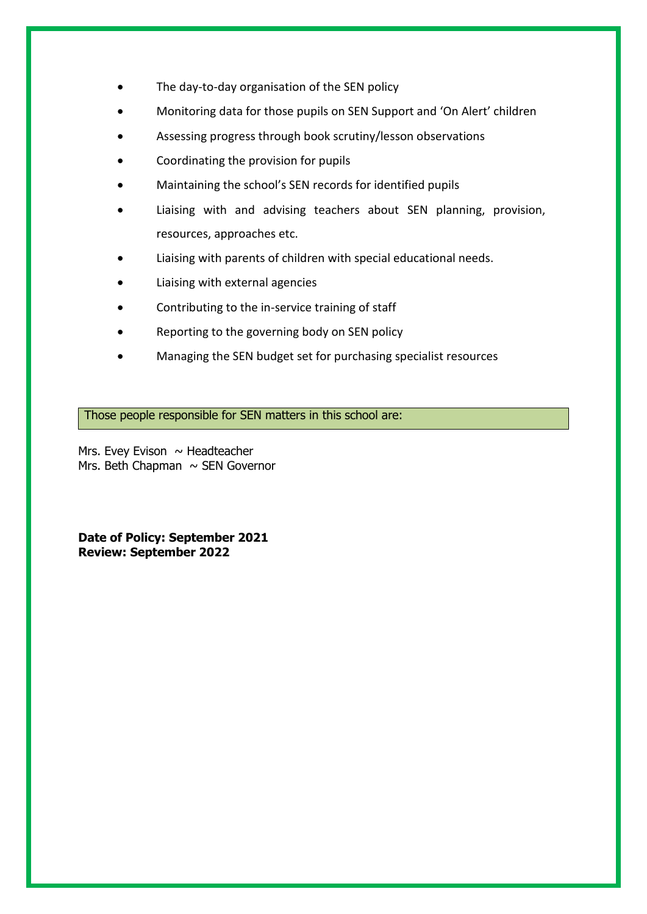- The day-to-day organisation of the SEN policy
- Monitoring data for those pupils on SEN Support and 'On Alert' children
- Assessing progress through book scrutiny/lesson observations
- Coordinating the provision for pupils
- Maintaining the school's SEN records for identified pupils
- Liaising with and advising teachers about SEN planning, provision, resources, approaches etc.
- Liaising with parents of children with special educational needs.
- Liaising with external agencies
- Contributing to the in-service training of staff
- Reporting to the governing body on SEN policy
- Managing the SEN budget set for purchasing specialist resources

Those people responsible for SEN matters in this school are:

Mrs. Evey Evison ~ Headteacher
Mrs. Beth Chapman ~ SEN Governor

**Date of Policy: September 2021**
**Review: September 2022**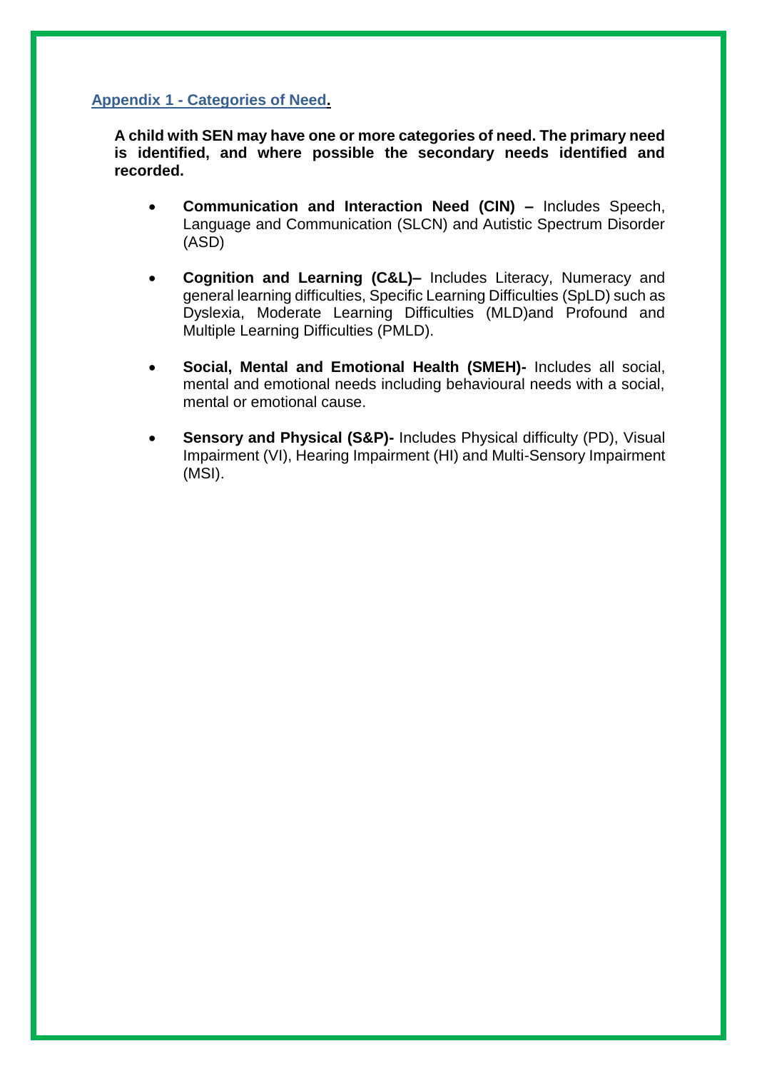## Appendix 1 - Categories of Need.

**A child with SEN may have one or more categories of need. The primary need is identified, and where possible the secondary needs identified and recorded.**

- **Communication and Interaction Need (CIN) –** Includes Speech, Language and Communication (SLCN) and Autistic Spectrum Disorder (ASD)
- **Cognition and Learning (C&L)–** Includes Literacy, Numeracy and general learning difficulties, Specific Learning Difficulties (SpLD) such as Dyslexia, Moderate Learning Difficulties (MLD)and Profound and Multiple Learning Difficulties (PMLD).
- **Social, Mental and Emotional Health (SMEH)-** Includes all social, mental and emotional needs including behavioural needs with a social, mental or emotional cause.
- **Sensory and Physical (S&P)-** Includes Physical difficulty (PD), Visual Impairment (VI), Hearing Impairment (HI) and Multi-Sensory Impairment (MSI).